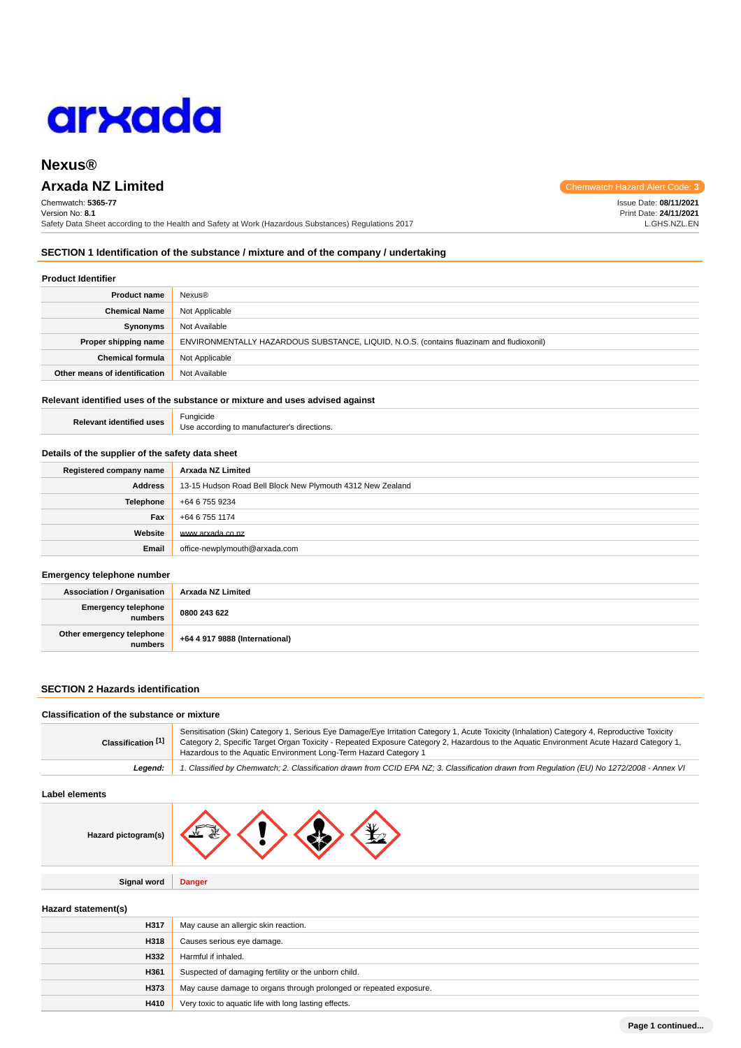# Nexus®

## Arxada NZ Limited

Chemwatch Hazard Alert Code: **3**

Chemwatch: **5365-77**
Version No: **8.1**
Safety Data Sheet according to the Health and Safety at Work (Hazardous Substances) Regulations 2017

Issue Date: **08/11/2021**
Print Date: **24/11/2021**
L.GHS.NZL.EN

## SECTION 1 Identification of the substance / mixture and of the company / undertaking

### Product Identifier

| | |
|---|---|
| **Product name** | Nexus® |
| **Chemical Name** | Not Applicable |
| **Synonyms** | Not Available |
| **Proper shipping name** | ENVIRONMENTALLY HAZARDOUS SUBSTANCE, LIQUID, N.O.S. (contains fluazinam and fludioxonil) |
| **Chemical formula** | Not Applicable |
| **Other means of identification** | Not Available |

### Relevant identified uses of the substance or mixture and uses advised against

| | |
|---|---|
| **Relevant identified uses** | Fungicide<br>Use according to manufacturer's directions. |

### Details of the supplier of the safety data sheet

| | |
|---|---|
| **Registered company name** | **Arxada NZ Limited** |
| **Address** | 13-15 Hudson Road Bell Block New Plymouth 4312 New Zealand |
| **Telephone** | +64 6 755 9234 |
| **Fax** | +64 6 755 1174 |
| **Website** | www.arxada.co.nz |
| **Email** | office-newplymouth@arxada.com |

### Emergency telephone number

| | |
|---|---|
| **Association / Organisation** | **Arxada NZ Limited** |
| **Emergency telephone numbers** | **0800 243 622** |
| **Other emergency telephone numbers** | **+64 4 917 9888 (International)** |

## SECTION 2 Hazards identification

### Classification of the substance or mixture

| | |
|---|---|
| **Classification [1]** | Sensitisation (Skin) Category 1, Serious Eye Damage/Eye Irritation Category 1, Acute Toxicity (Inhalation) Category 4, Reproductive Toxicity Category 2, Specific Target Organ Toxicity - Repeated Exposure Category 2, Hazardous to the Aquatic Environment Acute Hazard Category 1, Hazardous to the Aquatic Environment Long-Term Hazard Category 1 |
| ***Legend:*** | *1. Classified by Chemwatch; 2. Classification drawn from CCID EPA NZ; 3. Classification drawn from Regulation (EU) No 1272/2008 - Annex VI* |

### Label elements

| | |
|---|---|
| **Hazard pictogram(s)** | |
| **Signal word** | **Danger** |

### Hazard statement(s)

| | |
|---|---|
| **H317** | May cause an allergic skin reaction. |
| **H318** | Causes serious eye damage. |
| **H332** | Harmful if inhaled. |
| **H361** | Suspected of damaging fertility or the unborn child. |
| **H373** | May cause damage to organs through prolonged or repeated exposure. |
| **H410** | Very toxic to aquatic life with long lasting effects. |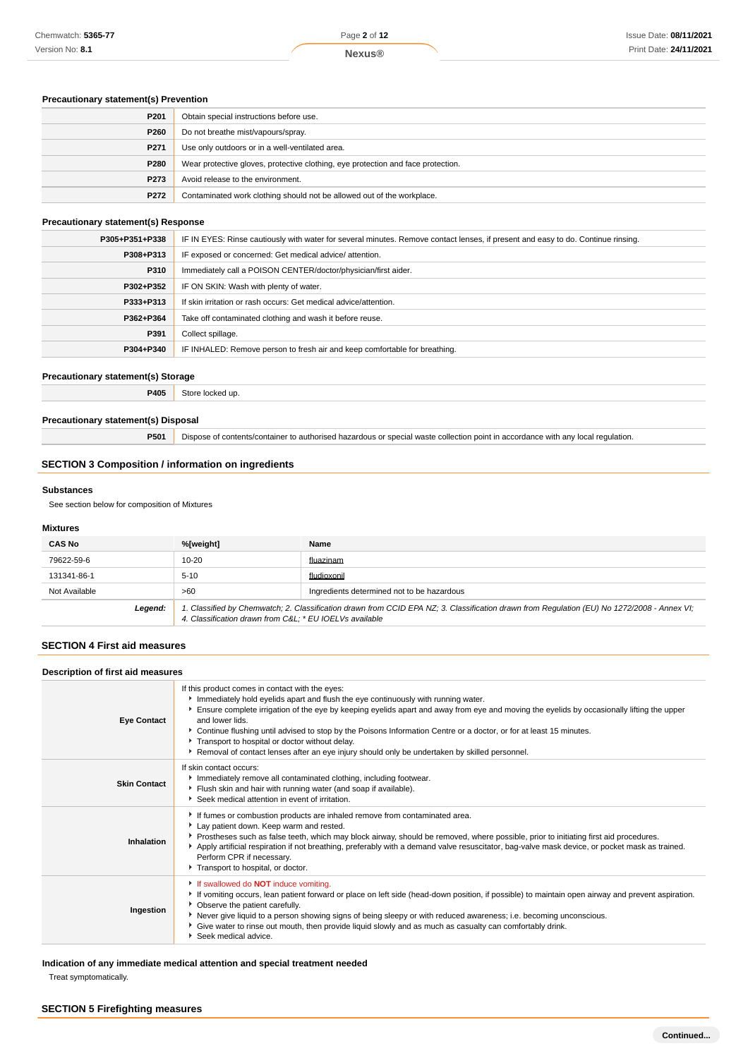### Precautionary statement(s) Prevention

| | |
|---|---|
| **P201** | Obtain special instructions before use. |
| **P260** | Do not breathe mist/vapours/spray. |
| **P271** | Use only outdoors or in a well-ventilated area. |
| **P280** | Wear protective gloves, protective clothing, eye protection and face protection. |
| **P273** | Avoid release to the environment. |
| **P272** | Contaminated work clothing should not be allowed out of the workplace. |

### Precautionary statement(s) Response

| | |
|---|---|
| **P305+P351+P338** | IF IN EYES: Rinse cautiously with water for several minutes. Remove contact lenses, if present and easy to do. Continue rinsing. |
| **P308+P313** | IF exposed or concerned: Get medical advice/ attention. |
| **P310** | Immediately call a POISON CENTER/doctor/physician/first aider. |
| **P302+P352** | IF ON SKIN: Wash with plenty of water. |
| **P333+P313** | If skin irritation or rash occurs: Get medical advice/attention. |
| **P362+P364** | Take off contaminated clothing and wash it before reuse. |
| **P391** | Collect spillage. |
| **P304+P340** | IF INHALED: Remove person to fresh air and keep comfortable for breathing. |

### Precautionary statement(s) Storage

| | |
|---|---|
| **P405** | Store locked up. |

### Precautionary statement(s) Disposal

| | |
|---|---|
| **P501** | Dispose of contents/container to authorised hazardous or special waste collection point in accordance with any local regulation. |

## SECTION 3 Composition / information on ingredients

### Substances

See section below for composition of Mixtures

### Mixtures

| CAS No | %[weight] | Name |
|---|---|---|
| 79622-59-6 | 10-20 | fluazinam |
| 131341-86-1 | 5-10 | fludioxonil |
| Not Available | >60 | Ingredients determined not to be hazardous |
| ***Legend:*** | *1. Classified by Chemwatch; 2. Classification drawn from CCID EPA NZ; 3. Classification drawn from Regulation (EU) No 1272/2008 - Annex VI; 4. Classification drawn from C&L; * EU IOELVs available* | |

## SECTION 4 First aid measures

### Description of first aid measures

| | |
|---|---|
| **Eye Contact** | If this product comes in contact with the eyes:<br>▸ Immediately hold eyelids apart and flush the eye continuously with running water.<br>▸ Ensure complete irrigation of the eye by keeping eyelids apart and away from eye and moving the eyelids by occasionally lifting the upper and lower lids.<br>▸ Continue flushing until advised to stop by the Poisons Information Centre or a doctor, or for at least 15 minutes.<br>▸ Transport to hospital or doctor without delay.<br>▸ Removal of contact lenses after an eye injury should only be undertaken by skilled personnel. |
| **Skin Contact** | If skin contact occurs:<br>▸ Immediately remove all contaminated clothing, including footwear.<br>▸ Flush skin and hair with running water (and soap if available).<br>▸ Seek medical attention in event of irritation. |
| **Inhalation** | ▸ If fumes or combustion products are inhaled remove from contaminated area.<br>▸ Lay patient down. Keep warm and rested.<br>▸ Prostheses such as false teeth, which may block airway, should be removed, where possible, prior to initiating first aid procedures.<br>▸ Apply artificial respiration if not breathing, preferably with a demand valve resuscitator, bag-valve mask device, or pocket mask as trained. Perform CPR if necessary.<br>▸ Transport to hospital, or doctor. |
| **Ingestion** | ▸ If swallowed do **NOT** induce vomiting.<br>▸ If vomiting occurs, lean patient forward or place on left side (head-down position, if possible) to maintain open airway and prevent aspiration.<br>▸ Observe the patient carefully.<br>▸ Never give liquid to a person showing signs of being sleepy or with reduced awareness; i.e. becoming unconscious.<br>▸ Give water to rinse out mouth, then provide liquid slowly and as much as casualty can comfortably drink.<br>▸ Seek medical advice. |

### Indication of any immediate medical attention and special treatment needed

Treat symptomatically.

## SECTION 5 Firefighting measures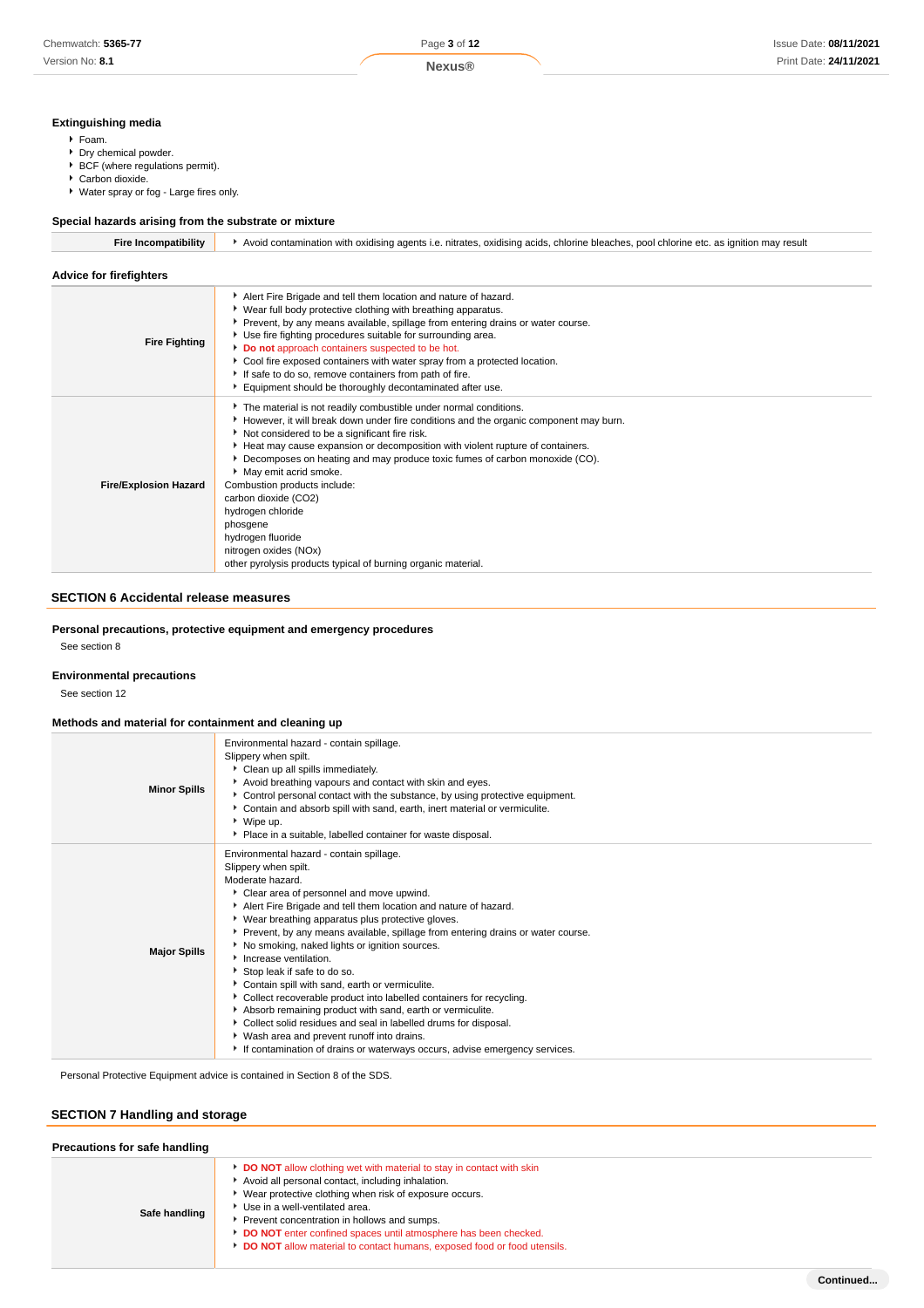### Extinguishing media

- Foam.
- Dry chemical powder.
- BCF (where regulations permit).
- Carbon dioxide.
- Water spray or fog - Large fires only.

### Special hazards arising from the substrate or mixture

| | |
|---|---|
| **Fire Incompatibility** | Avoid contamination with oxidising agents i.e. nitrates, oxidising acids, chlorine bleaches, pool chlorine etc. as ignition may result |

### Advice for firefighters

| | |
|---|---|
| **Fire Fighting** | - Alert Fire Brigade and tell them location and nature of hazard.<br>- Wear full body protective clothing with breathing apparatus.<br>- Prevent, by any means available, spillage from entering drains or water course.<br>- Use fire fighting procedures suitable for surrounding area.<br>- **Do not** approach containers suspected to be hot.<br>- Cool fire exposed containers with water spray from a protected location.<br>- If safe to do so, remove containers from path of fire.<br>- Equipment should be thoroughly decontaminated after use. |
| **Fire/Explosion Hazard** | - The material is not readily combustible under normal conditions.<br>- However, it will break down under fire conditions and the organic component may burn.<br>- Not considered to be a significant fire risk.<br>- Heat may cause expansion or decomposition with violent rupture of containers.<br>- Decomposes on heating and may produce toxic fumes of carbon monoxide (CO).<br>- May emit acrid smoke.<br>Combustion products include:<br>carbon dioxide ($CO_2$)<br>hydrogen chloride<br>phosgene<br>hydrogen fluoride<br>nitrogen oxides ($NO_x$)<br>other pyrolysis products typical of burning organic material. |

## SECTION 6 Accidental release measures

### Personal precautions, protective equipment and emergency procedures

See section 8

### Environmental precautions

See section 12

### Methods and material for containment and cleaning up

| | |
|---|---|
| **Minor Spills** | Environmental hazard - contain spillage.<br>Slippery when spilt.<br>- Clean up all spills immediately.<br>- Avoid breathing vapours and contact with skin and eyes.<br>- Control personal contact with the substance, by using protective equipment.<br>- Contain and absorb spill with sand, earth, inert material or vermiculite.<br>- Wipe up.<br>- Place in a suitable, labelled container for waste disposal. |
| **Major Spills** | Environmental hazard - contain spillage.<br>Slippery when spilt.<br>Moderate hazard.<br>- Clear area of personnel and move upwind.<br>- Alert Fire Brigade and tell them location and nature of hazard.<br>- Wear breathing apparatus plus protective gloves.<br>- Prevent, by any means available, spillage from entering drains or water course.<br>- No smoking, naked lights or ignition sources.<br>- Increase ventilation.<br>- Stop leak if safe to do so.<br>- Contain spill with sand, earth or vermiculite.<br>- Collect recoverable product into labelled containers for recycling.<br>- Absorb remaining product with sand, earth or vermiculite.<br>- Collect solid residues and seal in labelled drums for disposal.<br>- Wash area and prevent runoff into drains.<br>- If contamination of drains or waterways occurs, advise emergency services. |

Personal Protective Equipment advice is contained in Section 8 of the SDS.

## SECTION 7 Handling and storage

### Precautions for safe handling

| | |
|---|---|
| **Safe handling** | - **DO NOT** allow clothing wet with material to stay in contact with skin<br>- Avoid all personal contact, including inhalation.<br>- Wear protective clothing when risk of exposure occurs.<br>- Use in a well-ventilated area.<br>- Prevent concentration in hollows and sumps.<br>- **DO NOT** enter confined spaces until atmosphere has been checked.<br>- **DO NOT** allow material to contact humans, exposed food or food utensils. |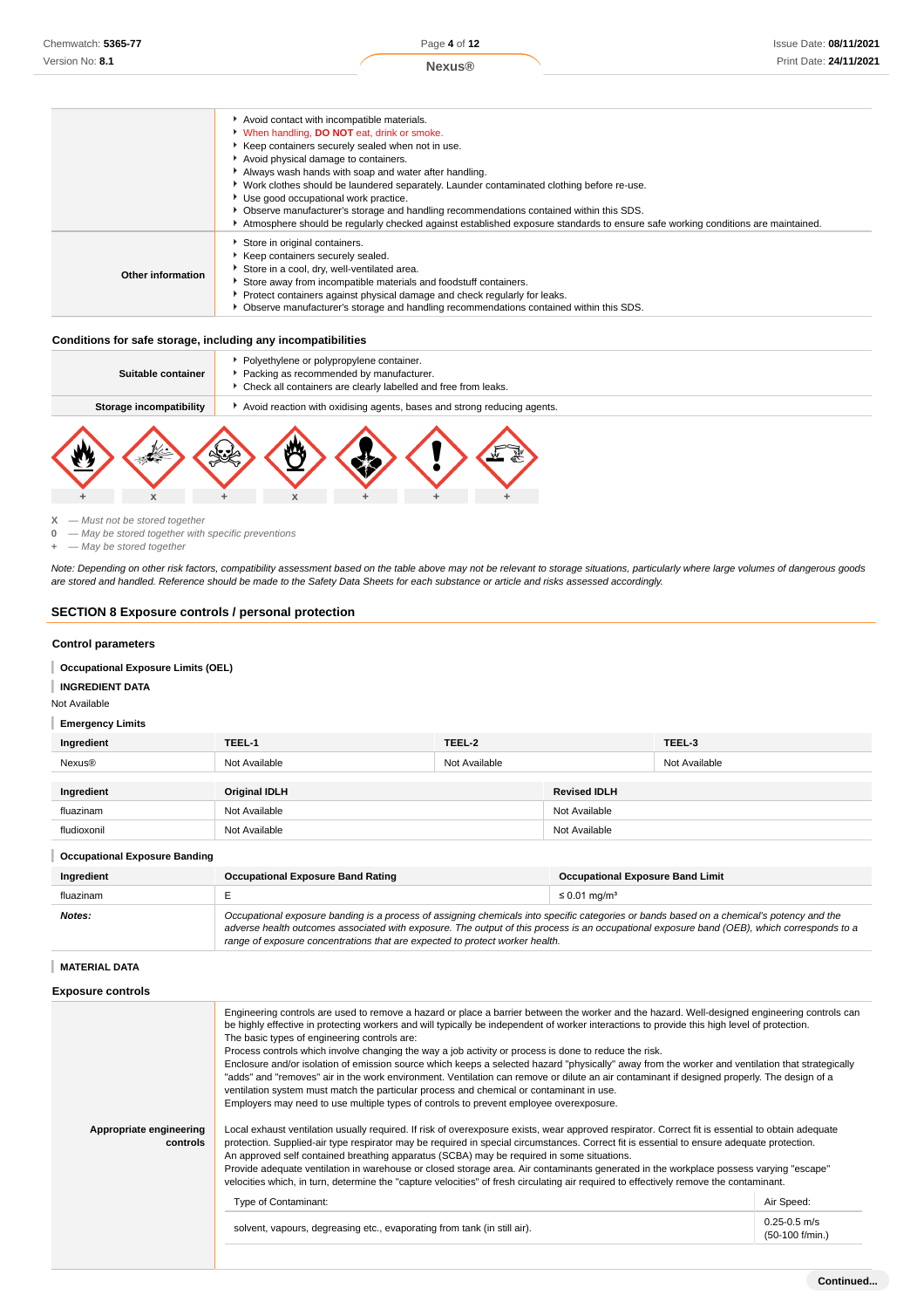| | |
|---|---|
| | - Avoid contact with incompatible materials.<br>- When handling, **DO NOT** eat, drink or smoke.<br>- Keep containers securely sealed when not in use.<br>- Avoid physical damage to containers.<br>- Always wash hands with soap and water after handling.<br>- Work clothes should be laundered separately. Launder contaminated clothing before re-use.<br>- Use good occupational work practice.<br>- Observe manufacturer's storage and handling recommendations contained within this SDS.<br>- Atmosphere should be regularly checked against established exposure standards to ensure safe working conditions are maintained. |
| **Other information** | - Store in original containers.<br>- Keep containers securely sealed.<br>- Store in a cool, dry, well-ventilated area.<br>- Store away from incompatible materials and foodstuff containers.<br>- Protect containers against physical damage and check regularly for leaks.<br>- Observe manufacturer's storage and handling recommendations contained within this SDS. |

### Conditions for safe storage, including any incompatibilities

| | |
|---|---|
| **Suitable container** | - Polyethylene or polypropylene container.<br>- Packing as recommended by manufacturer.<br>- Check all containers are clearly labelled and free from leaks. |
| **Storage incompatibility** | - Avoid reaction with oxidising agents, bases and strong reducing agents. |

| | | | | | | |
|---|---|---|---|---|---|---|
| + | x | + | x | + | + | + |

**X** — Must not be stored together
**0** — May be stored together with specific preventions
**+** — May be stored together

*Note: Depending on other risk factors, compatibility assessment based on the table above may not be relevant to storage situations, particularly where large volumes of dangerous goods are stored and handled. Reference should be made to the Safety Data Sheets for each substance or article and risks assessed accordingly.*

## SECTION 8 Exposure controls / personal protection

### Control parameters

**Occupational Exposure Limits (OEL)**

**INGREDIENT DATA**

Not Available

**Emergency Limits**

| Ingredient | TEEL-1 | TEEL-2 | TEEL-3 |
|---|---|---|---|
| Nexus® | Not Available | Not Available | Not Available |

| Ingredient | Original IDLH | Revised IDLH |
|---|---|---|
| fluazinam | Not Available | Not Available |
| fludioxonil | Not Available | Not Available |

**Occupational Exposure Banding**

| Ingredient | Occupational Exposure Band Rating | Occupational Exposure Band Limit |
|---|---|---|
| fluazinam | E | ≤ 0.01 mg/m³ |
| ***Notes:*** | *Occupational exposure banding is a process of assigning chemicals into specific categories or bands based on a chemical's potency and the adverse health outcomes associated with exposure. The output of this process is an occupational exposure band (OEB), which corresponds to a range of exposure concentrations that are expected to protect worker health.* | |

**MATERIAL DATA**

### Exposure controls

**Appropriate engineering controls**

Engineering controls are used to remove a hazard or place a barrier between the worker and the hazard. Well-designed engineering controls can be highly effective in protecting workers and will typically be independent of worker interactions to provide this high level of protection.
The basic types of engineering controls are:
Process controls which involve changing the way a job activity or process is done to reduce the risk.
Enclosure and/or isolation of emission source which keeps a selected hazard "physically" away from the worker and ventilation that strategically "adds" and "removes" air in the work environment. Ventilation can remove or dilute an air contaminant if designed properly. The design of a ventilation system must match the particular process and chemical or contaminant in use.
Employers may need to use multiple types of controls to prevent employee overexposure.

Local exhaust ventilation usually required. If risk of overexposure exists, wear approved respirator. Correct fit is essential to obtain adequate protection. Supplied-air type respirator may be required in special circumstances. Correct fit is essential to ensure adequate protection.
An approved self contained breathing apparatus (SCBA) may be required in some situations.
Provide adequate ventilation in warehouse or closed storage area. Air contaminants generated in the workplace possess varying "escape" velocities which, in turn, determine the "capture velocities" of fresh circulating air required to effectively remove the contaminant.

| Type of Contaminant: | Air Speed: |
|---|---|
| solvent, vapours, degreasing etc., evaporating from tank (in still air). | 0.25-0.5 m/s (50-100 f/min.) |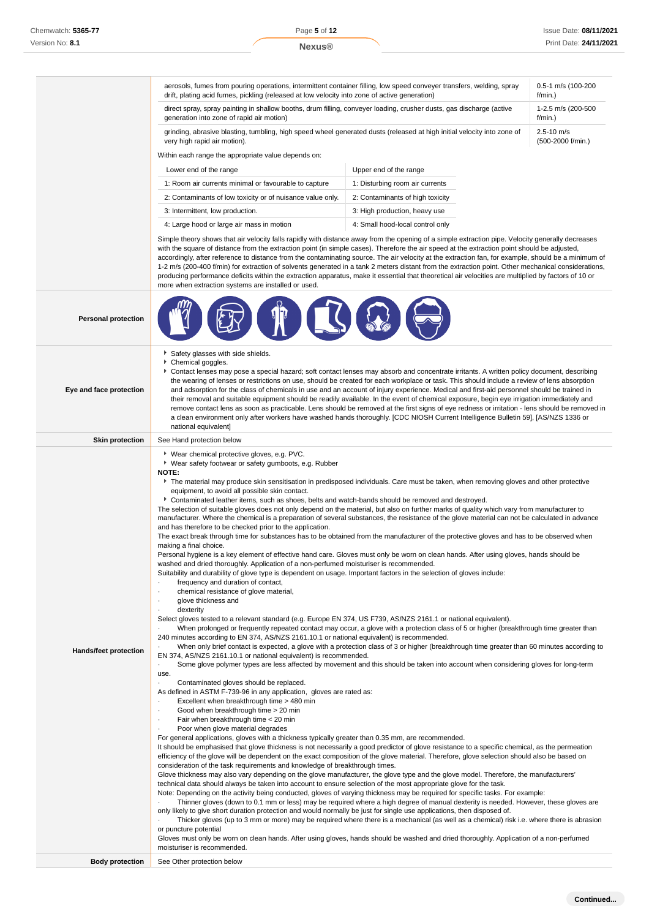| | |
|---|---|
| | aerosols, fumes from pouring operations, intermittent container filling, low speed conveyer transfers, welding, spray drift, plating acid fumes, pickling (released at low velocity into zone of active generation) — 0.5-1 m/s (100-200 f/min.)<br>direct spray, spray painting in shallow booths, drum filling, conveyer loading, crusher dusts, gas discharge (active generation into zone of rapid air motion) — 1-2.5 m/s (200-500 f/min.)<br>grinding, abrasive blasting, tumbling, high speed wheel generated dusts (released at high initial velocity into zone of very high rapid air motion). — 2.5-10 m/s (500-2000 f/min.)<br>Within each range the appropriate value depends on:<br>Lower end of the range / Upper end of the range<br>1: Room air currents minimal or favourable to capture / 1: Disturbing room air currents<br>2: Contaminants of low toxicity or of nuisance value only. / 2: Contaminants of high toxicity<br>3: Intermittent, low production. / 3: High production, heavy use<br>4: Large hood or large air mass in motion / 4: Small hood-local control only<br>Simple theory shows that air velocity falls rapidly with distance away from the opening of a simple extraction pipe. Velocity generally decreases with the square of distance from the extraction point (in simple cases). Therefore the air speed at the extraction point should be adjusted, accordingly, after reference to distance from the contaminating source. The air velocity at the extraction fan, for example, should be a minimum of 1-2 m/s (200-400 f/min) for extraction of solvents generated in a tank 2 meters distant from the extraction point. Other mechanical considerations, producing performance deficits within the extraction apparatus, make it essential that theoretical air velocities are multiplied by factors of 10 or more when extraction systems are installed or used. |
| **Personal protection** | |
| **Eye and face protection** | - Safety glasses with side shields.<br>- Chemical goggles.<br>- Contact lenses may pose a special hazard; soft contact lenses may absorb and concentrate irritants. A written policy document, describing the wearing of lenses or restrictions on use, should be created for each workplace or task. This should include a review of lens absorption and adsorption for the class of chemicals in use and an account of injury experience. Medical and first-aid personnel should be trained in their removal and suitable equipment should be readily available. In the event of chemical exposure, begin eye irrigation immediately and remove contact lens as soon as practicable. Lens should be removed at the first signs of eye redness or irritation - lens should be removed in a clean environment only after workers have washed hands thoroughly. [CDC NIOSH Current Intelligence Bulletin 59], [AS/NZS 1336 or national equivalent] |
| **Skin protection** | See Hand protection below |
| **Hands/feet protection** | - Wear chemical protective gloves, e.g. PVC.<br>- Wear safety footwear or safety gumboots, e.g. Rubber<br>**NOTE:**<br>- The material may produce skin sensitisation in predisposed individuals. Care must be taken, when removing gloves and other protective equipment, to avoid all possible skin contact.<br>- Contaminated leather items, such as shoes, belts and watch-bands should be removed and destroyed.<br>The selection of suitable gloves does not only depend on the material, but also on further marks of quality which vary from manufacturer to manufacturer. Where the chemical is a preparation of several substances, the resistance of the glove material can not be calculated in advance and has therefore to be checked prior to the application.<br>The exact break through time for substances has to be obtained from the manufacturer of the protective gloves and has to be observed when making a final choice.<br>Personal hygiene is a key element of effective hand care. Gloves must only be worn on clean hands. After using gloves, hands should be washed and dried thoroughly. Application of a non-perfumed moisturiser is recommended.<br>Suitability and durability of glove type is dependent on usage. Important factors in the selection of gloves include:<br>· frequency and duration of contact,<br>· chemical resistance of glove material,<br>· glove thickness and<br>· dexterity<br>Select gloves tested to a relevant standard (e.g. Europe EN 374, US F739, AS/NZS 2161.1 or national equivalent).<br>· When prolonged or frequently repeated contact may occur, a glove with a protection class of 5 or higher (breakthrough time greater than 240 minutes according to EN 374, AS/NZS 2161.10.1 or national equivalent) is recommended.<br>· When only brief contact is expected, a glove with a protection class of 3 or higher (breakthrough time greater than 60 minutes according to EN 374, AS/NZS 2161.10.1 or national equivalent) is recommended.<br>· Some glove polymer types are less affected by movement and this should be taken into account when considering gloves for long-term use.<br>· Contaminated gloves should be replaced.<br>As defined in ASTM F-739-96 in any application, gloves are rated as:<br>· Excellent when breakthrough time > 480 min<br>· Good when breakthrough time > 20 min<br>· Fair when breakthrough time < 20 min<br>· Poor when glove material degrades<br>For general applications, gloves with a thickness typically greater than 0.35 mm, are recommended.<br>It should be emphasised that glove thickness is not necessarily a good predictor of glove resistance to a specific chemical, as the permeation efficiency of the glove will be dependent on the exact composition of the glove material. Therefore, glove selection should also be based on consideration of the task requirements and knowledge of breakthrough times.<br>Glove thickness may also vary depending on the glove manufacturer, the glove type and the glove model. Therefore, the manufacturers' technical data should always be taken into account to ensure selection of the most appropriate glove for the task.<br>Note: Depending on the activity being conducted, gloves of varying thickness may be required for specific tasks. For example:<br>· Thinner gloves (down to 0.1 mm or less) may be required where a high degree of manual dexterity is needed. However, these gloves are only likely to give short duration protection and would normally be just for single use applications, then disposed of.<br>· Thicker gloves (up to 3 mm or more) may be required where there is a mechanical (as well as a chemical) risk i.e. where there is abrasion or puncture potential<br>Gloves must only be worn on clean hands. After using gloves, hands should be washed and dried thoroughly. Application of a non-perfumed moisturiser is recommended. |
| **Body protection** | See Other protection below |

Continued...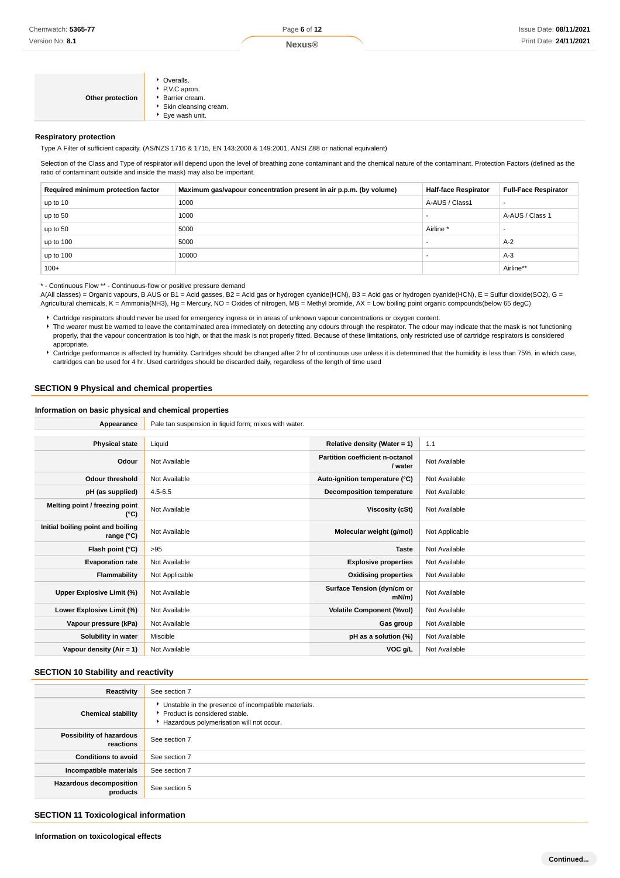| | |
|---|---|
| **Other protection** | - Overalls.<br>- P.V.C apron.<br>- Barrier cream.<br>- Skin cleansing cream.<br>- Eye wash unit. |

### Respiratory protection

Type A Filter of sufficient capacity. (AS/NZS 1716 & 1715, EN 143:2000 & 149:2001, ANSI Z88 or national equivalent)

Selection of the Class and Type of respirator will depend upon the level of breathing zone contaminant and the chemical nature of the contaminant. Protection Factors (defined as the ratio of contaminant outside and inside the mask) may also be important.

| Required minimum protection factor | Maximum gas/vapour concentration present in air p.p.m. (by volume) | Half-face Respirator | Full-Face Respirator |
|---|---|---|---|
| up to 10 | 1000 | A-AUS / Class1 | - |
| up to 50 | 1000 | - | A-AUS / Class 1 |
| up to 50 | 5000 | Airline * | - |
| up to 100 | 5000 | - | A-2 |
| up to 100 | 10000 | - | A-3 |
| 100+ | | | Airline** |

* - Continuous Flow ** - Continuous-flow or positive pressure demand
A(All classes) = Organic vapours, B AUS or B1 = Acid gasses, B2 = Acid gas or hydrogen cyanide(HCN), B3 = Acid gas or hydrogen cyanide(HCN), E = Sulfur dioxide(SO2), G = Agricultural chemicals, K = Ammonia(NH3), Hg = Mercury, NO = Oxides of nitrogen, MB = Methyl bromide, AX = Low boiling point organic compounds(below 65 degC)

- Cartridge respirators should never be used for emergency ingress or in areas of unknown vapour concentrations or oxygen content.
- The wearer must be warned to leave the contaminated area immediately on detecting any odours through the respirator. The odour may indicate that the mask is not functioning properly, that the vapour concentration is too high, or that the mask is not properly fitted. Because of these limitations, only restricted use of cartridge respirators is considered appropriate.
- Cartridge performance is affected by humidity. Cartridges should be changed after 2 hr of continuous use unless it is determined that the humidity is less than 75%, in which case, cartridges can be used for 4 hr. Used cartridges should be discarded daily, regardless of the length of time used

## SECTION 9 Physical and chemical properties

### Information on basic physical and chemical properties

| | |
|---|---|
| **Appearance** | Pale tan suspension in liquid form; mixes with water. |

| | | | |
|---|---|---|---|
| **Physical state** | Liquid | **Relative density (Water = 1)** | 1.1 |
| **Odour** | Not Available | **Partition coefficient n-octanol / water** | Not Available |
| **Odour threshold** | Not Available | **Auto-ignition temperature (°C)** | Not Available |
| **pH (as supplied)** | 4.5-6.5 | **Decomposition temperature** | Not Available |
| **Melting point / freezing point (°C)** | Not Available | **Viscosity (cSt)** | Not Available |
| **Initial boiling point and boiling range (°C)** | Not Available | **Molecular weight (g/mol)** | Not Applicable |
| **Flash point (°C)** | >95 | **Taste** | Not Available |
| **Evaporation rate** | Not Available | **Explosive properties** | Not Available |
| **Flammability** | Not Applicable | **Oxidising properties** | Not Available |
| **Upper Explosive Limit (%)** | Not Available | **Surface Tension (dyn/cm or mN/m)** | Not Available |
| **Lower Explosive Limit (%)** | Not Available | **Volatile Component (%vol)** | Not Available |
| **Vapour pressure (kPa)** | Not Available | **Gas group** | Not Available |
| **Solubility in water** | Miscible | **pH as a solution (%)** | Not Available |
| **Vapour density (Air = 1)** | Not Available | **VOC g/L** | Not Available |

## SECTION 10 Stability and reactivity

| | |
|---|---|
| **Reactivity** | See section 7 |
| **Chemical stability** | - Unstable in the presence of incompatible materials.<br>- Product is considered stable.<br>- Hazardous polymerisation will not occur. |
| **Possibility of hazardous reactions** | See section 7 |
| **Conditions to avoid** | See section 7 |
| **Incompatible materials** | See section 7 |
| **Hazardous decomposition products** | See section 5 |

## SECTION 11 Toxicological information

### Information on toxicological effects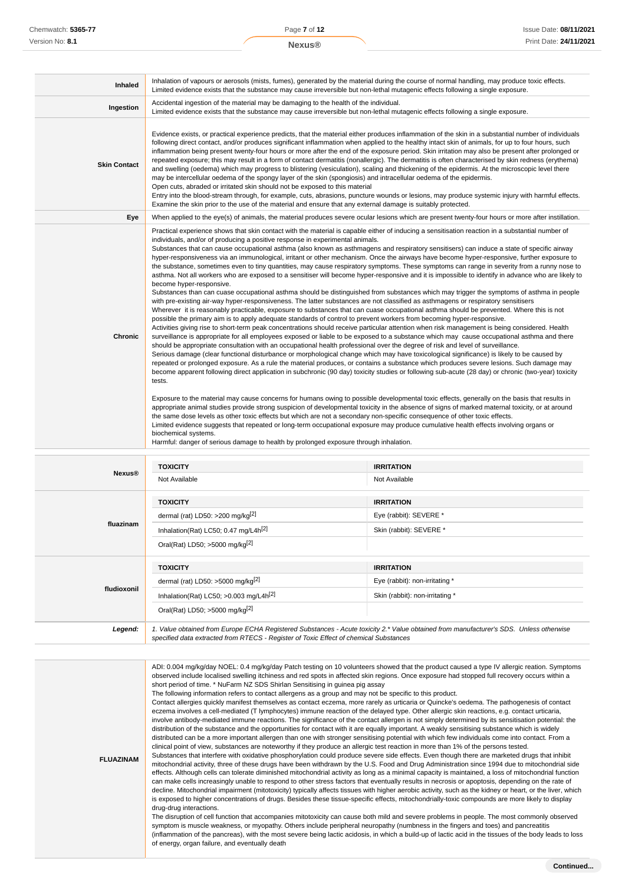| | |
|---|---|
| **Inhaled** | Inhalation of vapours or aerosols (mists, fumes), generated by the material during the course of normal handling, may produce toxic effects.<br>Limited evidence exists that the substance may cause irreversible but non-lethal mutagenic effects following a single exposure. |
| **Ingestion** | Accidental ingestion of the material may be damaging to the health of the individual.<br>Limited evidence exists that the substance may cause irreversible but non-lethal mutagenic effects following a single exposure. |
| **Skin Contact** | Evidence exists, or practical experience predicts, that the material either produces inflammation of the skin in a substantial number of individuals following direct contact, and/or produces significant inflammation when applied to the healthy intact skin of animals, for up to four hours, such inflammation being present twenty-four hours or more after the end of the exposure period. Skin irritation may also be present after prolonged or repeated exposure; this may result in a form of contact dermatitis (nonallergic). The dermatitis is often characterised by skin redness (erythema) and swelling (oedema) which may progress to blistering (vesiculation), scaling and thickening of the epidermis. At the microscopic level there may be intercellular oedema of the spongy layer of the skin (spongiosis) and intracellular oedema of the epidermis.<br>Open cuts, abraded or irritated skin should not be exposed to this material<br>Entry into the blood-stream through, for example, cuts, abrasions, puncture wounds or lesions, may produce systemic injury with harmful effects. Examine the skin prior to the use of the material and ensure that any external damage is suitably protected. |
| **Eye** | When applied to the eye(s) of animals, the material produces severe ocular lesions which are present twenty-four hours or more after instillation. |
| **Chronic** | Practical experience shows that skin contact with the material is capable either of inducing a sensitisation reaction in a substantial number of individuals, and/or of producing a positive response in experimental animals.<br>Substances that can cause occupational asthma (also known as asthmagens and respiratory sensitisers) can induce a state of specific airway hyper-responsiveness via an immunological, irritant or other mechanism. Once the airways have become hyper-responsive, further exposure to the substance, sometimes even to tiny quantities, may cause respiratory symptoms. These symptoms can range in severity from a runny nose to asthma. Not all workers who are exposed to a sensitiser will become hyper-responsive and it is impossible to identify in advance who are likely to become hyper-responsive.<br>Substances than can cuase occupational asthma should be distinguished from substances which may trigger the symptoms of asthma in people with pre-existing air-way hyper-responsiveness. The latter substances are not classified as asthmagens or respiratory sensitisers<br>Wherever it is reasonably practicable, exposure to substances that can cuase occupational asthma should be prevented. Where this is not possible the primary aim is to apply adequate standards of control to prevent workers from becoming hyper-responsive.<br>Activities giving rise to short-term peak concentrations should receive particular attention when risk management is being considered. Health surveillance is appropriate for all employees exposed or liable to be exposed to a substance which may cause occupational asthma and there should be appropriate consultation with an occupational health professional over the degree of risk and level of surveillance.<br>Serious damage (clear functional disturbance or morphological change which may have toxicological significance) is likely to be caused by repeated or prolonged exposure. As a rule the material produces, or contains a substance which produces severe lesions. Such damage may become apparent following direct application in subchronic (90 day) toxicity studies or following sub-acute (28 day) or chronic (two-year) toxicity tests.<br><br>Exposure to the material may cause concerns for humans owing to possible developmental toxic effects, generally on the basis that results in appropriate animal studies provide strong suspicion of developmental toxicity in the absence of signs of marked maternal toxicity, or at around the same dose levels as other toxic effects but which are not a secondary non-specific consequence of other toxic effects.<br>Limited evidence suggests that repeated or long-term occupational exposure may produce cumulative health effects involving organs or biochemical systems.<br>Harmful: danger of serious damage to health by prolonged exposure through inhalation. |

| | TOXICITY | IRRITATION |
|---|---|---|
| **Nexus®** | Not Available | Not Available |
| **fluazinam** | **TOXICITY** | **IRRITATION** |
| | dermal (rat) LD50: >200 mg/kg[2] | Eye (rabbit): SEVERE * |
| | Inhalation(Rat) LC50; 0.47 mg/L4h[2] | Skin (rabbit): SEVERE * |
| | Oral(Rat) LD50; >5000 mg/kg[2] | |
| **fludioxonil** | **TOXICITY** | **IRRITATION** |
| | dermal (rat) LD50: >5000 mg/kg[2] | Eye (rabbit): non-irritating * |
| | Inhalation(Rat) LC50; >0.003 mg/L4h[2] | Skin (rabbit): non-irritating * |
| | Oral(Rat) LD50; >5000 mg/kg[2] | |
| ***Legend:*** | *1. Value obtained from Europe ECHA Registered Substances - Acute toxicity 2.* Value obtained from manufacturer's SDS. Unless otherwise specified data extracted from RTECS - Register of Toxic Effect of chemical Substances* | |

| | |
|---|---|
| **FLUAZINAM** | ADI: 0.004 mg/kg/day NOEL: 0.4 mg/kg/day Patch testing on 10 volunteers showed that the product caused a type IV allergic reation. Symptoms observed include localised swelling itchiness and red spots in affected skin regions. Once exposure had stopped full recovery occurs within a short period of time. * NuFarm NZ SDS Shirlan Sensitising in guinea pig assay<br>The following information refers to contact allergens as a group and may not be specific to this product.<br>Contact allergies quickly manifest themselves as contact eczema, more rarely as urticaria or Quincke's oedema. The pathogenesis of contact eczema involves a cell-mediated (T lymphocytes) immune reaction of the delayed type. Other allergic skin reactions, e.g. contact urticaria, involve antibody-mediated immune reactions. The significance of the contact allergen is not simply determined by its sensitisation potential: the distribution of the substance and the opportunities for contact with it are equally important. A weakly sensitising substance which is widely distributed can be a more important allergen than one with stronger sensitising potential with which few individuals come into contact. From a clinical point of view, substances are noteworthy if they produce an allergic test reaction in more than 1% of the persons tested.<br>Substances that interfere with oxidative phosphorylation could produce severe side effects. Even though there are marketed drugs that inhibit mitochondrial activity, three of these drugs have been withdrawn by the U.S. Food and Drug Administration since 1994 due to mitochondrial side effects. Although cells can tolerate diminished mitochondrial activity as long as a minimal capacity is maintained, a loss of mitochondrial function can make cells increasingly unable to respond to other stress factors that eventually results in necrosis or apoptosis, depending on the rate of decline. Mitochondrial impairment (mitotoxicity) typically affects tissues with higher aerobic activity, such as the kidney or heart, or the liver, which is exposed to higher concentrations of drugs. Besides these tissue-specific effects, mitochondrially-toxic compounds are more likely to display drug-drug interactions.<br>The disruption of cell function that accompanies mitotoxicity can cause both mild and severe problems in people. The most commonly observed symptom is muscle weakness, or myopathy. Others include peripheral neuropathy (numbness in the fingers and toes) and pancreatitis (inflammation of the pancreas), with the most severe being lactic acidosis, in which a build-up of lactic acid in the tissues of the body leads to loss of energy, organ failure, and eventually death |

Continued...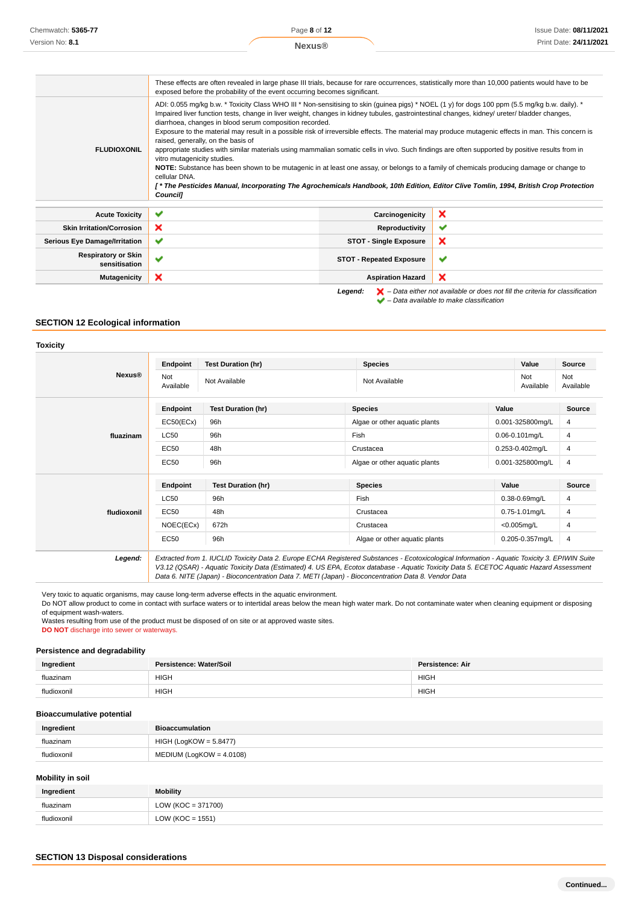| | |
|---|---|
| | These effects are often revealed in large phase III trials, because for rare occurrences, statistically more than 10,000 patients would have to be exposed before the probability of the event occurring becomes significant. |
| **FLUDIOXONIL** | ADI: 0.055 mg/kg b.w. * Toxicity Class WHO III * Non-sensitising to skin (guinea pigs) * NOEL (1 y) for dogs 100 ppm (5.5 mg/kg b.w. daily). * Impaired liver function tests, change in liver weight, changes in kidney tubules, gastrointestinal changes, kidney/ ureter/ bladder changes, diarrhoea, changes in blood serum composition recorded.<br>Exposure to the material may result in a possible risk of irreversible effects. The material may produce mutagenic effects in man. This concern is raised, generally, on the basis of<br>appropriate studies with similar materials using mammalian somatic cells in vivo. Such findings are often supported by positive results from in vitro mutagenicity studies.<br>**NOTE:** Substance has been shown to be mutagenic in at least one assay, or belongs to a family of chemicals producing damage or change to cellular DNA.<br>***[ * The Pesticides Manual, Incorporating The Agrochemicals Handbook, 10th Edition, Editor Clive Tomlin, 1994, British Crop Protection Council]*** |

| | | | |
|---|---|---|---|
| **Acute Toxicity** | ✔ | **Carcinogenicity** | ✘ |
| **Skin Irritation/Corrosion** | ✘ | **Reproductivity** | ✔ |
| **Serious Eye Damage/Irritation** | ✔ | **STOT - Single Exposure** | ✘ |
| **Respiratory or Skin sensitisation** | ✔ | **STOT - Repeated Exposure** | ✔ |
| **Mutagenicity** | ✘ | **Aspiration Hazard** | ✘ |

***Legend:*** *✘ – Data either not available or does not fill the criteria for classification*
*✔ – Data available to make classification*

## SECTION 12 Ecological information

### Toxicity

**Nexus®**

| Endpoint | Test Duration (hr) | Species | Value | Source |
|---|---|---|---|---|
| Not Available | Not Available | Not Available | Not Available | Not Available |

**fluazinam**

| Endpoint | Test Duration (hr) | Species | Value | Source |
|---|---|---|---|---|
| EC50(ECx) | 96h | Algae or other aquatic plants | 0.001-325800mg/L | 4 |
| LC50 | 96h | Fish | 0.06-0.101mg/L | 4 |
| EC50 | 48h | Crustacea | 0.253-0.402mg/L | 4 |
| EC50 | 96h | Algae or other aquatic plants | 0.001-325800mg/L | 4 |

**fludioxonil**

| Endpoint | Test Duration (hr) | Species | Value | Source |
|---|---|---|---|---|
| LC50 | 96h | Fish | 0.38-0.69mg/L | 4 |
| EC50 | 48h | Crustacea | 0.75-1.01mg/L | 4 |
| NOEC(ECx) | 672h | Crustacea | <0.005mg/L | 4 |
| EC50 | 96h | Algae or other aquatic plants | 0.205-0.357mg/L | 4 |

***Legend:*** *Extracted from 1. IUCLID Toxicity Data 2. Europe ECHA Registered Substances - Ecotoxicological Information - Aquatic Toxicity 3. EPIWIN Suite V3.12 (QSAR) - Aquatic Toxicity Data (Estimated) 4. US EPA, Ecotox database - Aquatic Toxicity Data 5. ECETOC Aquatic Hazard Assessment Data 6. NITE (Japan) - Bioconcentration Data 7. METI (Japan) - Bioconcentration Data 8. Vendor Data*

Very toxic to aquatic organisms, may cause long-term adverse effects in the aquatic environment.
Do NOT allow product to come in contact with surface waters or to intertidal areas below the mean high water mark. Do not contaminate water when cleaning equipment or disposing of equipment wash-waters.
Wastes resulting from use of the product must be disposed of on site or at approved waste sites.
**DO NOT** discharge into sewer or waterways.

### Persistence and degradability

| Ingredient | Persistence: Water/Soil | Persistence: Air |
|---|---|---|
| fluazinam | HIGH | HIGH |
| fludioxonil | HIGH | HIGH |

### Bioaccumulative potential

| Ingredient | Bioaccumulation |
|---|---|
| fluazinam | HIGH (LogKOW = 5.8477) |
| fludioxonil | MEDIUM (LogKOW = 4.0108) |

### Mobility in soil

| Ingredient | Mobility |
|---|---|
| fluazinam | LOW (KOC = 371700) |
| fludioxonil | LOW (KOC = 1551) |

## SECTION 13 Disposal considerations

Continued...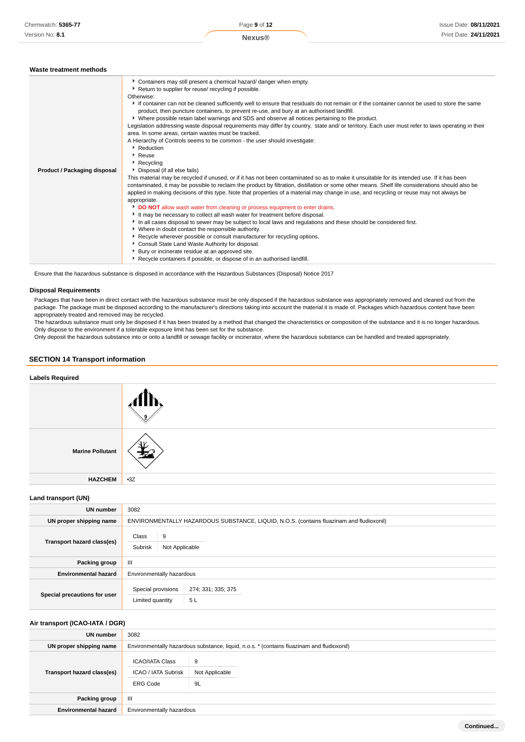### Waste treatment methods

| | |
|---|---|
| **Product / Packaging disposal** | ‣ Containers may still present a chemical hazard/ danger when empty.<br>‣ Return to supplier for reuse/ recycling if possible.<br>Otherwise:<br>‣ If container can not be cleaned sufficiently well to ensure that residuals do not remain or if the container cannot be used to store the same product, then puncture containers, to prevent re-use, and bury at an authorised landfill.<br>‣ Where possible retain label warnings and SDS and observe all notices pertaining to the product.<br>Legislation addressing waste disposal requirements may differ by country, state and/ or territory. Each user must refer to laws operating in their area. In some areas, certain wastes must be tracked.<br>A Hierarchy of Controls seems to be common - the user should investigate:<br>‣ Reduction<br>‣ Reuse<br>‣ Recycling<br>‣ Disposal (if all else fails)<br>This material may be recycled if unused, or if it has not been contaminated so as to make it unsuitable for its intended use. If it has been contaminated, it may be possible to reclaim the product by filtration, distillation or some other means. Shelf life considerations should also be applied in making decisions of this type. Note that properties of a material may change in use, and recycling or reuse may not always be appropriate.<br>‣ **DO NOT** allow wash water from cleaning or process equipment to enter drains.<br>‣ It may be necessary to collect all wash water for treatment before disposal.<br>‣ In all cases disposal to sewer may be subject to local laws and regulations and these should be considered first.<br>‣ Where in doubt contact the responsible authority.<br>‣ Recycle wherever possible or consult manufacturer for recycling options.<br>‣ Consult State Land Waste Authority for disposal.<br>‣ Bury or incinerate residue at an approved site.<br>‣ Recycle containers if possible, or dispose of in an authorised landfill. |

Ensure that the hazardous substance is disposed in accordance with the Hazardous Substances (Disposal) Notice 2017

### Disposal Requirements

Packages that have been in direct contact with the hazardous substance must be only disposed if the hazardous substance was appropriately removed and cleaned out from the package. The package must be disposed according to the manufacturer's directions taking into account the material it is made of. Packages which hazardous content have been appropriately treated and removed may be recycled.
The hazardous substance must only be disposed if it has been treated by a method that changed the characteristics or composition of the substance and it is no longer hazardous.
Only dispose to the environment if a tolerable exposure limit has been set for the substance.
Only deposit the hazardous substance into or onto a landfill or sewage facility or incinerator, where the hazardous substance can be handled and treated appropriately.

## SECTION 14 Transport information

### Labels Required

| | |
|---|---|
| | 9 |
| **Marine Pollutant** | |
| **HAZCHEM** | •3Z |

### Land transport (UN)

| | |
|---|---|
| **UN number** | 3082 |
| **UN proper shipping name** | ENVIRONMENTALLY HAZARDOUS SUBSTANCE, LIQUID, N.O.S. (contains fluazinam and fludioxonil) |
| **Transport hazard class(es)** | Class: 9<br>Subrisk: Not Applicable |
| **Packing group** | III |
| **Environmental hazard** | Environmentally hazardous |
| **Special precautions for user** | Special provisions: 274; 331; 335; 375<br>Limited quantity: 5 L |

### Air transport (ICAO-IATA / DGR)

| | |
|---|---|
| **UN number** | 3082 |
| **UN proper shipping name** | Environmentally hazardous substance, liquid, n.o.s. * (contains fluazinam and fludioxonil) |
| **Transport hazard class(es)** | ICAO/IATA Class: 9<br>ICAO / IATA Subrisk: Not Applicable<br>ERG Code: 9L |
| **Packing group** | III |
| **Environmental hazard** | Environmentally hazardous |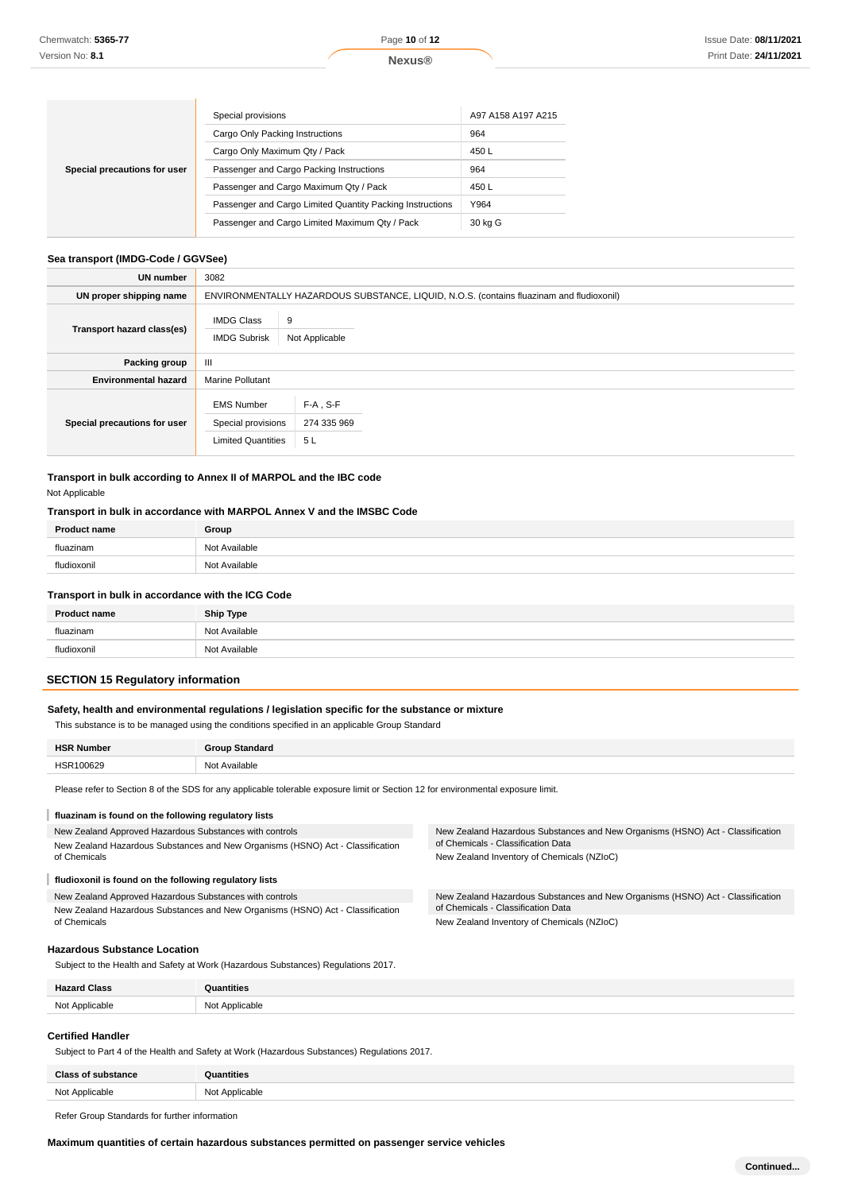| | | |
|---|---|---|
| **Special precautions for user** | Special provisions | A97 A158 A197 A215 |
| | Cargo Only Packing Instructions | 964 |
| | Cargo Only Maximum Qty / Pack | 450 L |
| | Passenger and Cargo Packing Instructions | 964 |
| | Passenger and Cargo Maximum Qty / Pack | 450 L |
| | Passenger and Cargo Limited Quantity Packing Instructions | Y964 |
| | Passenger and Cargo Limited Maximum Qty / Pack | 30 kg G |

### Sea transport (IMDG-Code / GGVSee)

| | | |
|---|---|---|
| **UN number** | 3082 | |
| **UN proper shipping name** | ENVIRONMENTALLY HAZARDOUS SUBSTANCE, LIQUID, N.O.S. (contains fluazinam and fludioxonil) | |
| **Transport hazard class(es)** | IMDG Class | 9 |
| | IMDG Subrisk | Not Applicable |
| **Packing group** | III | |
| **Environmental hazard** | Marine Pollutant | |
| **Special precautions for user** | EMS Number | F-A , S-F |
| | Special provisions | 274 335 969 |
| | Limited Quantities | 5 L |

### Transport in bulk according to Annex II of MARPOL and the IBC code

Not Applicable

### Transport in bulk in accordance with MARPOL Annex V and the IMSBC Code

| Product name | Group |
|---|---|
| fluazinam | Not Available |
| fludioxonil | Not Available |

### Transport in bulk in accordance with the ICG Code

| Product name | Ship Type |
|---|---|
| fluazinam | Not Available |
| fludioxonil | Not Available |

## SECTION 15 Regulatory information

### Safety, health and environmental regulations / legislation specific for the substance or mixture

This substance is to be managed using the conditions specified in an applicable Group Standard

| HSR Number | Group Standard |
|---|---|
| HSR100629 | Not Available |

Please refer to Section 8 of the SDS for any applicable tolerable exposure limit or Section 12 for environmental exposure limit.

#### fluazinam is found on the following regulatory lists

- New Zealand Approved Hazardous Substances with controls
- New Zealand Hazardous Substances and New Organisms (HSNO) Act - Classification of Chemicals
- New Zealand Hazardous Substances and New Organisms (HSNO) Act - Classification of Chemicals - Classification Data
- New Zealand Inventory of Chemicals (NZIoC)

#### fludioxonil is found on the following regulatory lists

- New Zealand Approved Hazardous Substances with controls
- New Zealand Hazardous Substances and New Organisms (HSNO) Act - Classification of Chemicals
- New Zealand Hazardous Substances and New Organisms (HSNO) Act - Classification of Chemicals - Classification Data
- New Zealand Inventory of Chemicals (NZIoC)

### Hazardous Substance Location

Subject to the Health and Safety at Work (Hazardous Substances) Regulations 2017.

| Hazard Class | Quantities |
|---|---|
| Not Applicable | Not Applicable |

### Certified Handler

Subject to Part 4 of the Health and Safety at Work (Hazardous Substances) Regulations 2017.

| Class of substance | Quantities |
|---|---|
| Not Applicable | Not Applicable |

Refer Group Standards for further information

### Maximum quantities of certain hazardous substances permitted on passenger service vehicles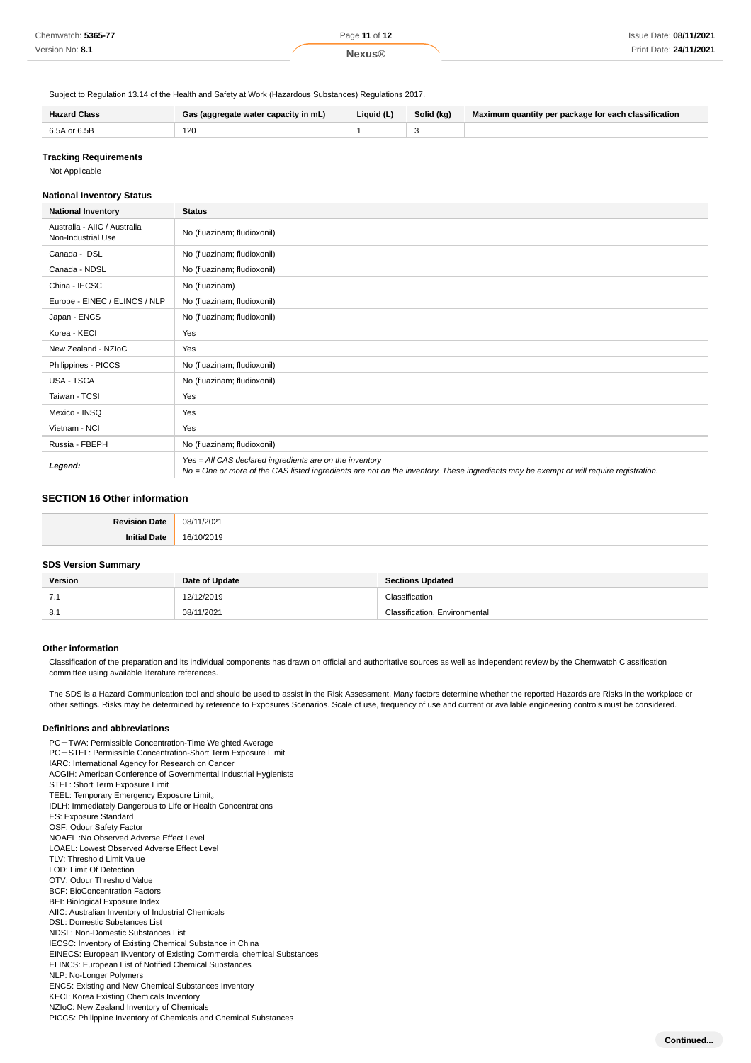Subject to Regulation 13.14 of the Health and Safety at Work (Hazardous Substances) Regulations 2017.

| Hazard Class | Gas (aggregate water capacity in mL) | Liquid (L) | Solid (kg) | Maximum quantity per package for each classification |
|---|---|---|---|---|
| 6.5A or 6.5B | 120 | 1 | 3 | |

### Tracking Requirements

Not Applicable

### National Inventory Status

| National Inventory | Status |
|---|---|
| Australia - AIIC / Australia Non-Industrial Use | No (fluazinam; fludioxonil) |
| Canada - DSL | No (fluazinam; fludioxonil) |
| Canada - NDSL | No (fluazinam; fludioxonil) |
| China - IECSC | No (fluazinam) |
| Europe - EINEC / ELINCS / NLP | No (fluazinam; fludioxonil) |
| Japan - ENCS | No (fluazinam; fludioxonil) |
| Korea - KECI | Yes |
| New Zealand - NZIoC | Yes |
| Philippines - PICCS | No (fluazinam; fludioxonil) |
| USA - TSCA | No (fluazinam; fludioxonil) |
| Taiwan - TCSI | Yes |
| Mexico - INSQ | Yes |
| Vietnam - NCI | Yes |
| Russia - FBEPH | No (fluazinam; fludioxonil) |
| ***Legend:*** | *Yes = All CAS declared ingredients are on the inventory*<br>*No = One or more of the CAS listed ingredients are not on the inventory. These ingredients may be exempt or will require registration.* |

## SECTION 16 Other information

| | |
|---|---|
| **Revision Date** | 08/11/2021 |
| **Initial Date** | 16/10/2019 |

### SDS Version Summary

| Version | Date of Update | Sections Updated |
|---|---|---|
| 7.1 | 12/12/2019 | Classification |
| 8.1 | 08/11/2021 | Classification, Environmental |

### Other information

Classification of the preparation and its individual components has drawn on official and authoritative sources as well as independent review by the Chemwatch Classification committee using available literature references.

The SDS is a Hazard Communication tool and should be used to assist in the Risk Assessment. Many factors determine whether the reported Hazards are Risks in the workplace or other settings. Risks may be determined by reference to Exposures Scenarios. Scale of use, frequency of use and current or available engineering controls must be considered.

### Definitions and abbreviations

PC－TWA: Permissible Concentration-Time Weighted Average
PC－STEL: Permissible Concentration-Short Term Exposure Limit
IARC: International Agency for Research on Cancer
ACGIH: American Conference of Governmental Industrial Hygienists
STEL: Short Term Exposure Limit
TEEL: Temporary Emergency Exposure Limit。
IDLH: Immediately Dangerous to Life or Health Concentrations
ES: Exposure Standard
OSF: Odour Safety Factor
NOAEL :No Observed Adverse Effect Level
LOAEL: Lowest Observed Adverse Effect Level
TLV: Threshold Limit Value
LOD: Limit Of Detection
OTV: Odour Threshold Value
BCF: BioConcentration Factors
BEI: Biological Exposure Index
AIIC: Australian Inventory of Industrial Chemicals
DSL: Domestic Substances List
NDSL: Non-Domestic Substances List
IECSC: Inventory of Existing Chemical Substance in China
EINECS: European INventory of Existing Commercial chemical Substances
ELINCS: European List of Notified Chemical Substances
NLP: No-Longer Polymers
ENCS: Existing and New Chemical Substances Inventory
KECI: Korea Existing Chemicals Inventory
NZIoC: New Zealand Inventory of Chemicals
PICCS: Philippine Inventory of Chemicals and Chemical Substances

**Continued...**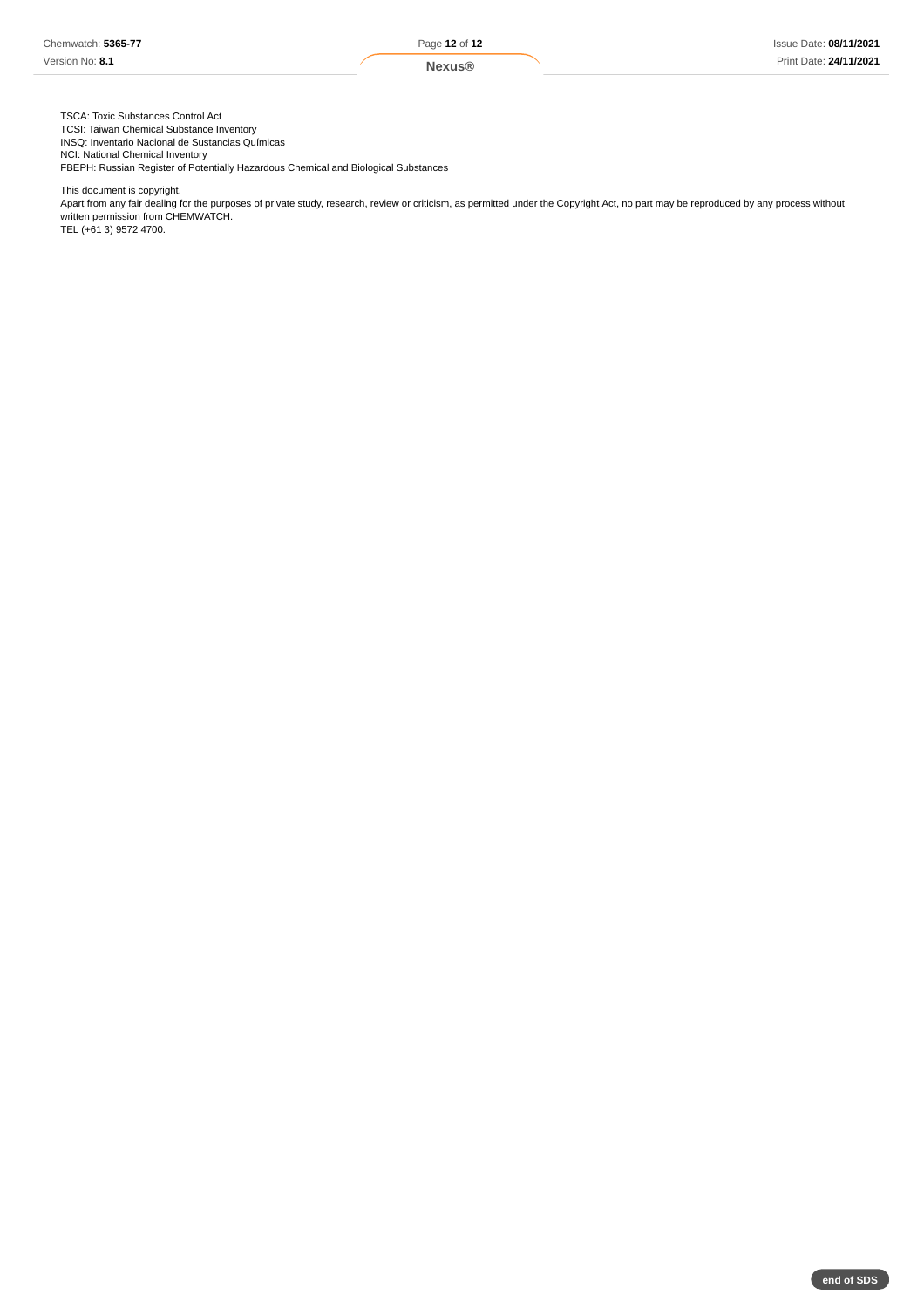TSCA: Toxic Substances Control Act
TCSI: Taiwan Chemical Substance Inventory
INSQ: Inventario Nacional de Sustancias Químicas
NCI: National Chemical Inventory
FBEPH: Russian Register of Potentially Hazardous Chemical and Biological Substances

This document is copyright.
Apart from any fair dealing for the purposes of private study, research, review or criticism, as permitted under the Copyright Act, no part may be reproduced by any process without written permission from CHEMWATCH.
TEL (+61 3) 9572 4700.

end of SDS